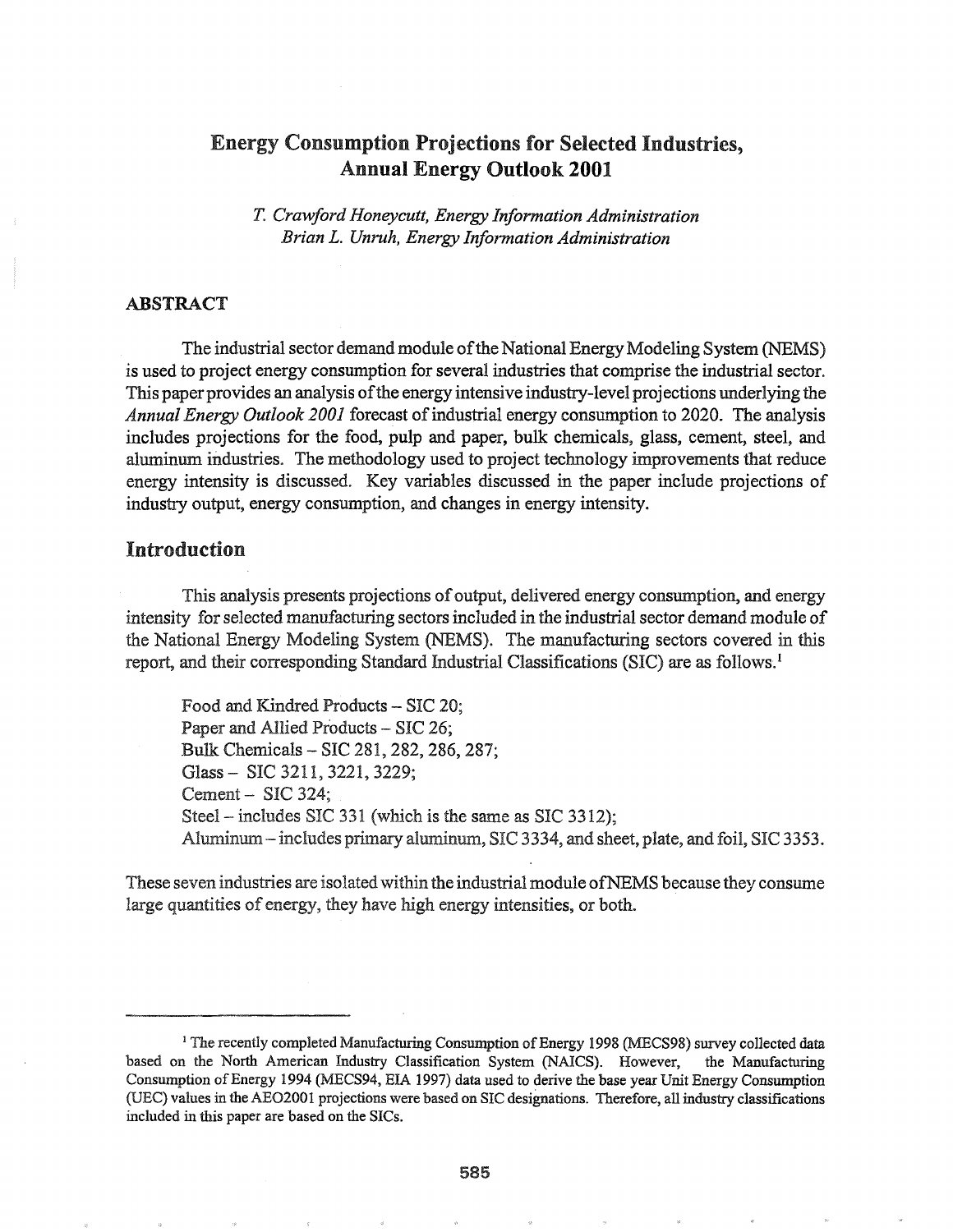# Energy Consumption Projections for Selected Industries, Annual Energy Outlook 2001

*T. Crawford Honeycutt, Energy Information Administration*
*Brian L. Unruh, Energy Information Administration*

## ABSTRACT

The industrial sector demand module of the National Energy Modeling System (NEMS) is used to project energy consumption for several industries that comprise the industrial sector. This paper provides an analysis of the energy intensive industry-level projections underlying the *Annual Energy Outlook 2001* forecast of industrial energy consumption to 2020. The analysis includes projections for the food, pulp and paper, bulk chemicals, glass, cement, steel, and aluminum industries. The methodology used to project technology improvements that reduce energy intensity is discussed. Key variables discussed in the paper include projections of industry output, energy consumption, and changes in energy intensity.

## Introduction

This analysis presents projections of output, delivered energy consumption, and energy intensity for selected manufacturing sectors included in the industrial sector demand module of the National Energy Modeling System (NEMS). The manufacturing sectors covered in this report, and their corresponding Standard Industrial Classifications (SIC) are as follows.[1]

Food and Kindred Products – SIC 20;
Paper and Allied Products – SIC 26;
Bulk Chemicals – SIC 281, 282, 286, 287;
Glass – SIC 3211, 3221, 3229;
Cement – SIC 324;
Steel – includes SIC 331 (which is the same as SIC 3312);
Aluminum – includes primary aluminum, SIC 3334, and sheet, plate, and foil, SIC 3353.

These seven industries are isolated within the industrial module of NEMS because they consume large quantities of energy, they have high energy intensities, or both.

[1] The recently completed Manufacturing Consumption of Energy 1998 (MECS98) survey collected data based on the North American Industry Classification System (NAICS). However, the Manufacturing Consumption of Energy 1994 (MECS94, EIA 1997) data used to derive the base year Unit Energy Consumption (UEC) values in the AEO2001 projections were based on SIC designations. Therefore, all industry classifications included in this paper are based on the SICs.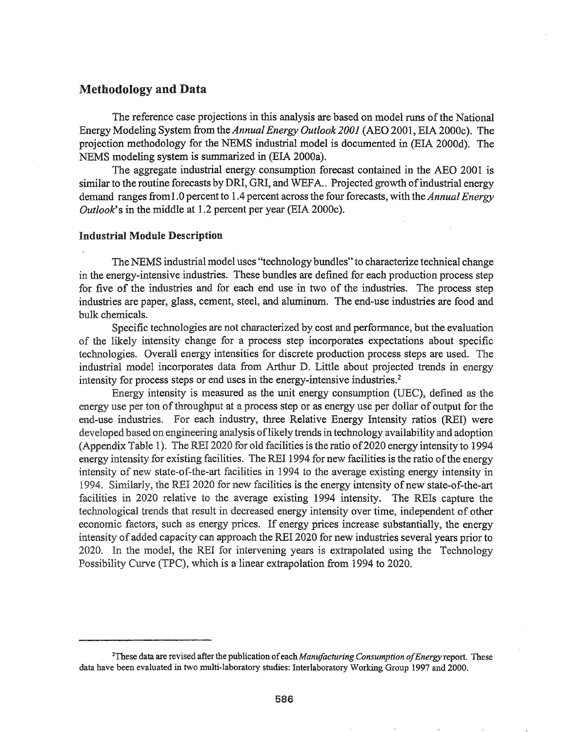## Methodology and Data

The reference case projections in this analysis are based on model runs of the National Energy Modeling System from the *Annual Energy Outlook 2001* (AEO 2001, EIA 2000c). The projection methodology for the NEMS industrial model is documented in (EIA 2000d). The NEMS modeling system is summarized in (EIA 2000a).

The aggregate industrial energy consumption forecast contained in the AEO 2001 is similar to the routine forecasts by DRI, GRI, and WEFA.. Projected growth of industrial energy demand ranges from1.0 percent to 1.4 percent across the four forecasts, with the *Annual Energy Outlook*'s in the middle at 1.2 percent per year (EIA 2000c).

### Industrial Module Description

The NEMS industrial model uses "technology bundles" to characterize technical change in the energy-intensive industries. These bundles are defined for each production process step for five of the industries and for each end use in two of the industries. The process step industries are paper, glass, cement, steel, and aluminum. The end-use industries are food and bulk chemicals.

Specific technologies are not characterized by cost and performance, but the evaluation of the likely intensity change for a process step incorporates expectations about specific technologies. Overall energy intensities for discrete production process steps are used. The industrial model incorporates data from Arthur D. Little about projected trends in energy intensity for process steps or end uses in the energy-intensive industries.[2]

Energy intensity is measured as the unit energy consumption (UEC), defined as the energy use per ton of throughput at a process step or as energy use per dollar of output for the end-use industries. For each industry, three Relative Energy Intensity ratios (REI) were developed based on engineering analysis of likely trends in technology availability and adoption (Appendix Table 1). The REI 2020 for old facilities is the ratio of 2020 energy intensity to 1994 energy intensity for existing facilities. The REI 1994 for new facilities is the ratio of the energy intensity of new state-of-the-art facilities in 1994 to the average existing energy intensity in 1994. Similarly, the REI 2020 for new facilities is the energy intensity of new state-of-the-art facilities in 2020 relative to the average existing 1994 intensity. The REIs capture the technological trends that result in decreased energy intensity over time, independent of other economic factors, such as energy prices. If energy prices increase substantially, the energy intensity of added capacity can approach the REI 2020 for new industries several years prior to 2020. In the model, the REI for intervening years is extrapolated using the Technology Possibility Curve (TPC), which is a linear extrapolation from 1994 to 2020.

---

[2]These data are revised after the publication of each *Manufacturing Consumption of Energy* report. These data have been evaluated in two multi-laboratory studies: Interlaboratory Working Group 1997 and 2000.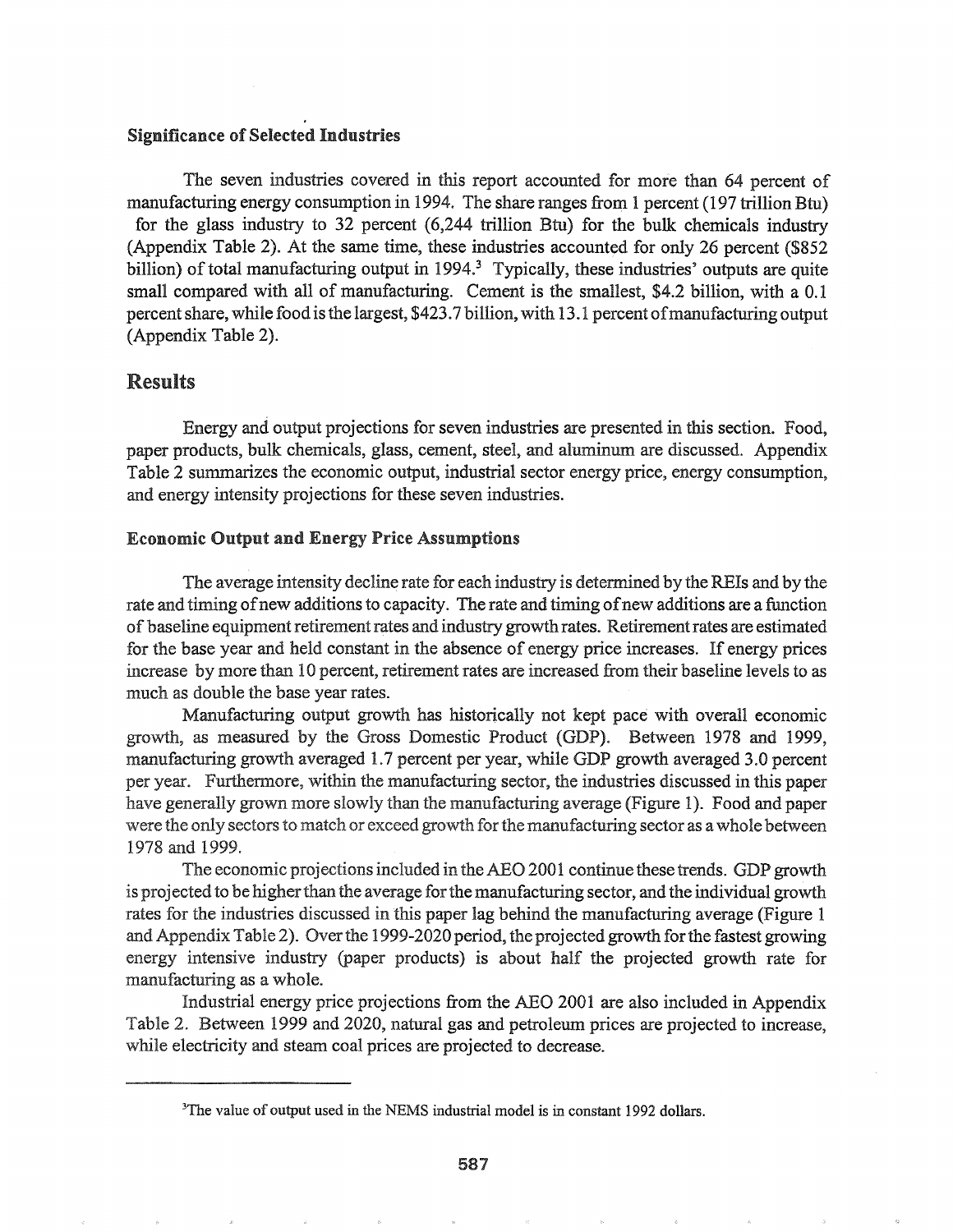### Significance of Selected Industries

The seven industries covered in this report accounted for more than 64 percent of manufacturing energy consumption in 1994. The share ranges from 1 percent (197 trillion Btu) for the glass industry to 32 percent (6,244 trillion Btu) for the bulk chemicals industry (Appendix Table 2). At the same time, these industries accounted for only 26 percent ($852 billion) of total manufacturing output in 1994.[3] Typically, these industries' outputs are quite small compared with all of manufacturing. Cement is the smallest, $4.2 billion, with a 0.1 percent share, while food is the largest, $423.7 billion, with 13.1 percent of manufacturing output (Appendix Table 2).

## Results

Energy and output projections for seven industries are presented in this section. Food, paper products, bulk chemicals, glass, cement, steel, and aluminum are discussed. Appendix Table 2 summarizes the economic output, industrial sector energy price, energy consumption, and energy intensity projections for these seven industries.

### Economic Output and Energy Price Assumptions

The average intensity decline rate for each industry is determined by the REIs and by the rate and timing of new additions to capacity. The rate and timing of new additions are a function of baseline equipment retirement rates and industry growth rates. Retirement rates are estimated for the base year and held constant in the absence of energy price increases. If energy prices increase by more than 10 percent, retirement rates are increased from their baseline levels to as much as double the base year rates.

Manufacturing output growth has historically not kept pace with overall economic growth, as measured by the Gross Domestic Product (GDP). Between 1978 and 1999, manufacturing growth averaged 1.7 percent per year, while GDP growth averaged 3.0 percent per year. Furthermore, within the manufacturing sector, the industries discussed in this paper have generally grown more slowly than the manufacturing average (Figure 1). Food and paper were the only sectors to match or exceed growth for the manufacturing sector as a whole between 1978 and 1999.

The economic projections included in the AEO 2001 continue these trends. GDP growth is projected to be higher than the average for the manufacturing sector, and the individual growth rates for the industries discussed in this paper lag behind the manufacturing average (Figure 1 and Appendix Table 2). Over the 1999-2020 period, the projected growth for the fastest growing energy intensive industry (paper products) is about half the projected growth rate for manufacturing as a whole.

Industrial energy price projections from the AEO 2001 are also included in Appendix Table 2. Between 1999 and 2020, natural gas and petroleum prices are projected to increase, while electricity and steam coal prices are projected to decrease.

---

[3]The value of output used in the NEMS industrial model is in constant 1992 dollars.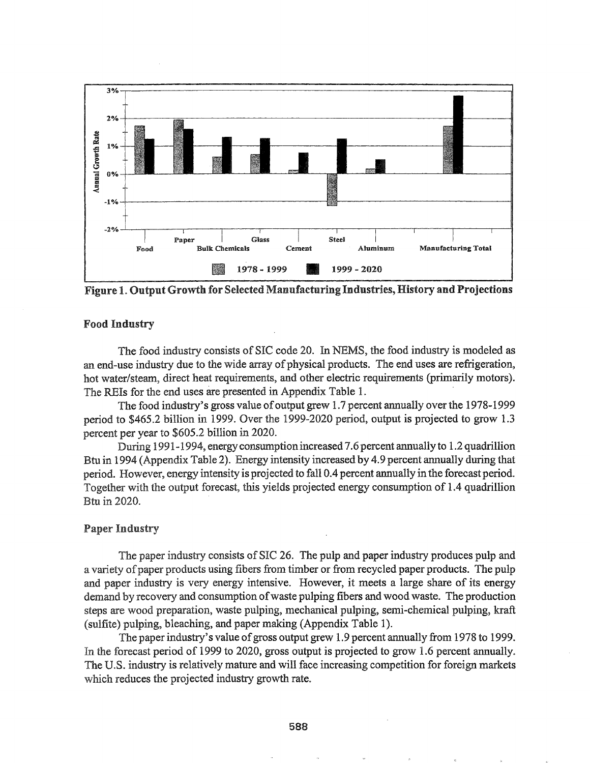**Figure 1. Output Growth for Selected Manufacturing Industries, History and Projections**

### Food Industry

The food industry consists of SIC code 20. In NEMS, the food industry is modeled as an end-use industry due to the wide array of physical products. The end uses are refrigeration, hot water/steam, direct heat requirements, and other electric requirements (primarily motors). The REIs for the end uses are presented in Appendix Table 1.

The food industry's gross value of output grew 1.7 percent annually over the 1978-1999 period to $465.2 billion in 1999. Over the 1999-2020 period, output is projected to grow 1.3 percent per year to $605.2 billion in 2020.

During 1991-1994, energy consumption increased 7.6 percent annually to 1.2 quadrillion Btu in 1994 (Appendix Table 2). Energy intensity increased by 4.9 percent annually during that period. However, energy intensity is projected to fall 0.4 percent annually in the forecast period. Together with the output forecast, this yields projected energy consumption of 1.4 quadrillion Btu in 2020.

### Paper Industry

The paper industry consists of SIC 26. The pulp and paper industry produces pulp and a variety of paper products using fibers from timber or from recycled paper products. The pulp and paper industry is very energy intensive. However, it meets a large share of its energy demand by recovery and consumption of waste pulping fibers and wood waste. The production steps are wood preparation, waste pulping, mechanical pulping, semi-chemical pulping, kraft (sulfite) pulping, bleaching, and paper making (Appendix Table 1).

The paper industry's value of gross output grew 1.9 percent annually from 1978 to 1999. In the forecast period of 1999 to 2020, gross output is projected to grow 1.6 percent annually. The U.S. industry is relatively mature and will face increasing competition for foreign markets which reduces the projected industry growth rate.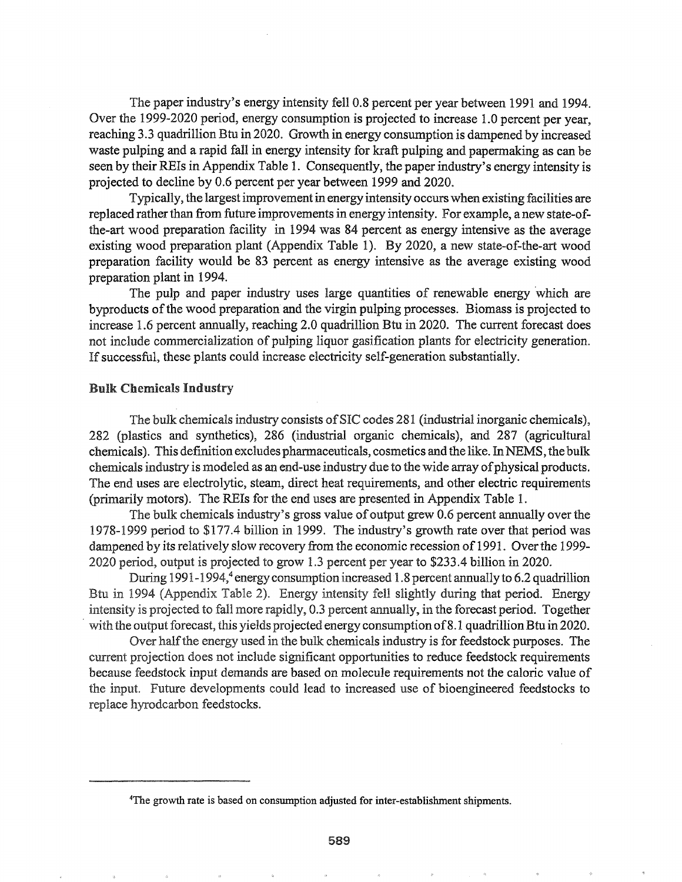The paper industry's energy intensity fell 0.8 percent per year between 1991 and 1994. Over the 1999-2020 period, energy consumption is projected to increase 1.0 percent per year, reaching 3.3 quadrillion Btu in 2020. Growth in energy consumption is dampened by increased waste pulping and a rapid fall in energy intensity for kraft pulping and papermaking as can be seen by their REIs in Appendix Table 1. Consequently, the paper industry's energy intensity is projected to decline by 0.6 percent per year between 1999 and 2020.

Typically, the largest improvement in energy intensity occurs when existing facilities are replaced rather than from future improvements in energy intensity. For example, a new state-of-the-art wood preparation facility in 1994 was 84 percent as energy intensive as the average existing wood preparation plant (Appendix Table 1). By 2020, a new state-of-the-art wood preparation facility would be 83 percent as energy intensive as the average existing wood preparation plant in 1994.

The pulp and paper industry uses large quantities of renewable energy which are byproducts of the wood preparation and the virgin pulping processes. Biomass is projected to increase 1.6 percent annually, reaching 2.0 quadrillion Btu in 2020. The current forecast does not include commercialization of pulping liquor gasification plants for electricity generation. If successful, these plants could increase electricity self-generation substantially.

## Bulk Chemicals Industry

The bulk chemicals industry consists of SIC codes 281 (industrial inorganic chemicals), 282 (plastics and synthetics), 286 (industrial organic chemicals), and 287 (agricultural chemicals). This definition excludes pharmaceuticals, cosmetics and the like. In NEMS, the bulk chemicals industry is modeled as an end-use industry due to the wide array of physical products. The end uses are electrolytic, steam, direct heat requirements, and other electric requirements (primarily motors). The REIs for the end uses are presented in Appendix Table 1.

The bulk chemicals industry's gross value of output grew 0.6 percent annually over the 1978-1999 period to $177.4 billion in 1999. The industry's growth rate over that period was dampened by its relatively slow recovery from the economic recession of 1991. Over the 1999-2020 period, output is projected to grow 1.3 percent per year to $233.4 billion in 2020.

During 1991-1994,[4] energy consumption increased 1.8 percent annually to 6.2 quadrillion Btu in 1994 (Appendix Table 2). Energy intensity fell slightly during that period. Energy intensity is projected to fall more rapidly, 0.3 percent annually, in the forecast period. Together with the output forecast, this yields projected energy consumption of 8.1 quadrillion Btu in 2020.

Over half the energy used in the bulk chemicals industry is for feedstock purposes. The current projection does not include significant opportunities to reduce feedstock requirements because feedstock input demands are based on molecule requirements not the caloric value of the input. Future developments could lead to increased use of bioengineered feedstocks to replace hyrodcarbon feedstocks.

---

[4]The growth rate is based on consumption adjusted for inter-establishment shipments.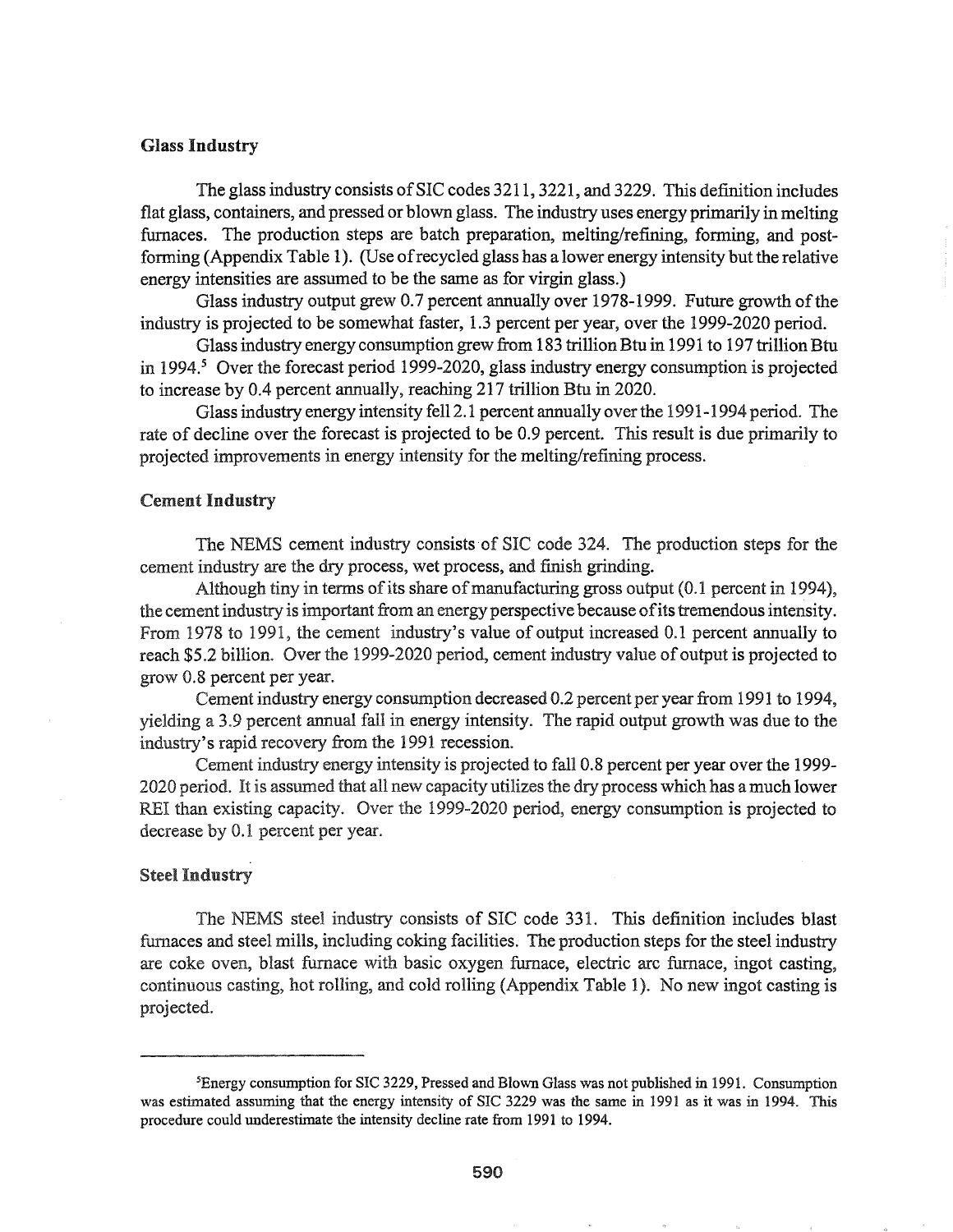### Glass Industry

The glass industry consists of SIC codes 3211, 3221, and 3229. This definition includes flat glass, containers, and pressed or blown glass. The industry uses energy primarily in melting furnaces. The production steps are batch preparation, melting/refining, forming, and post-forming (Appendix Table 1). (Use of recycled glass has a lower energy intensity but the relative energy intensities are assumed to be the same as for virgin glass.)

Glass industry output grew 0.7 percent annually over 1978-1999. Future growth of the industry is projected to be somewhat faster, 1.3 percent per year, over the 1999-2020 period.

Glass industry energy consumption grew from 183 trillion Btu in 1991 to 197 trillion Btu in 1994.[5] Over the forecast period 1999-2020, glass industry energy consumption is projected to increase by 0.4 percent annually, reaching 217 trillion Btu in 2020.

Glass industry energy intensity fell 2.1 percent annually over the 1991-1994 period. The rate of decline over the forecast is projected to be 0.9 percent. This result is due primarily to projected improvements in energy intensity for the melting/refining process.

### Cement Industry

The NEMS cement industry consists of SIC code 324. The production steps for the cement industry are the dry process, wet process, and finish grinding.

Although tiny in terms of its share of manufacturing gross output (0.1 percent in 1994), the cement industry is important from an energy perspective because of its tremendous intensity. From 1978 to 1991, the cement industry's value of output increased 0.1 percent annually to reach $5.2 billion. Over the 1999-2020 period, cement industry value of output is projected to grow 0.8 percent per year.

Cement industry energy consumption decreased 0.2 percent per year from 1991 to 1994, yielding a 3.9 percent annual fall in energy intensity. The rapid output growth was due to the industry's rapid recovery from the 1991 recession.

Cement industry energy intensity is projected to fall 0.8 percent per year over the 1999-2020 period. It is assumed that all new capacity utilizes the dry process which has a much lower REI than existing capacity. Over the 1999-2020 period, energy consumption is projected to decrease by 0.1 percent per year.

### Steel Industry

The NEMS steel industry consists of SIC code 331. This definition includes blast furnaces and steel mills, including coking facilities. The production steps for the steel industry are coke oven, blast furnace with basic oxygen furnace, electric arc furnace, ingot casting, continuous casting, hot rolling, and cold rolling (Appendix Table 1). No new ingot casting is projected.

---

[5] Energy consumption for SIC 3229, Pressed and Blown Glass was not published in 1991. Consumption was estimated assuming that the energy intensity of SIC 3229 was the same in 1991 as it was in 1994. This procedure could underestimate the intensity decline rate from 1991 to 1994.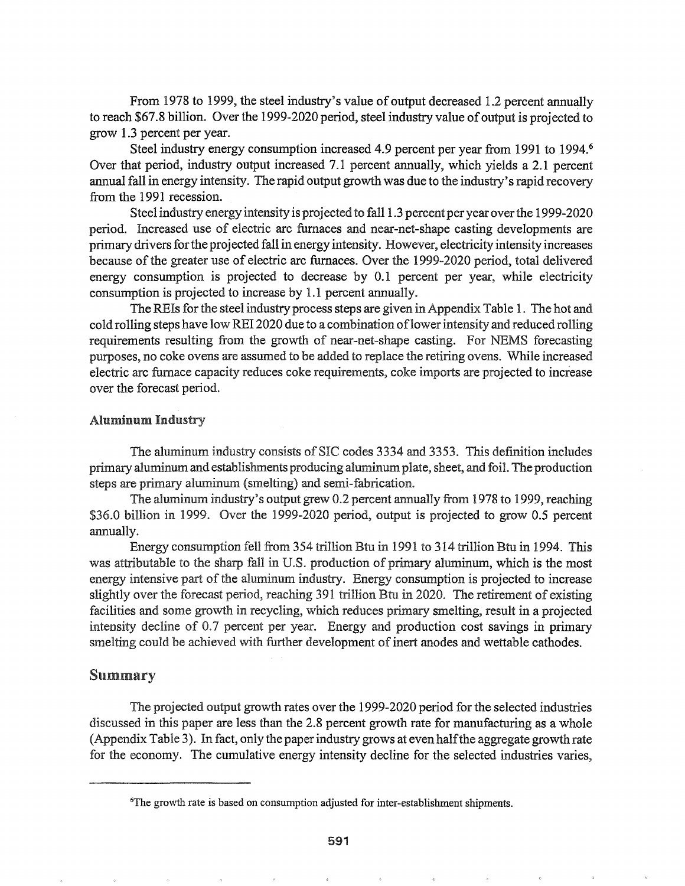From 1978 to 1999, the steel industry's value of output decreased 1.2 percent annually to reach $67.8 billion. Over the 1999-2020 period, steel industry value of output is projected to grow 1.3 percent per year.

Steel industry energy consumption increased 4.9 percent per year from 1991 to 1994.[6] Over that period, industry output increased 7.1 percent annually, which yields a 2.1 percent annual fall in energy intensity. The rapid output growth was due to the industry's rapid recovery from the 1991 recession.

Steel industry energy intensity is projected to fall 1.3 percent per year over the 1999-2020 period. Increased use of electric arc furnaces and near-net-shape casting developments are primary drivers for the projected fall in energy intensity. However, electricity intensity increases because of the greater use of electric arc furnaces. Over the 1999-2020 period, total delivered energy consumption is projected to decrease by 0.1 percent per year, while electricity consumption is projected to increase by 1.1 percent annually.

The REIs for the steel industry process steps are given in Appendix Table 1. The hot and cold rolling steps have low REI 2020 due to a combination of lower intensity and reduced rolling requirements resulting from the growth of near-net-shape casting. For NEMS forecasting purposes, no coke ovens are assumed to be added to replace the retiring ovens. While increased electric arc furnace capacity reduces coke requirements, coke imports are projected to increase over the forecast period.

### Aluminum Industry

The aluminum industry consists of SIC codes 3334 and 3353. This definition includes primary aluminum and establishments producing aluminum plate, sheet, and foil. The production steps are primary aluminum (smelting) and semi-fabrication.

The aluminum industry's output grew 0.2 percent annually from 1978 to 1999, reaching $36.0 billion in 1999. Over the 1999-2020 period, output is projected to grow 0.5 percent annually.

Energy consumption fell from 354 trillion Btu in 1991 to 314 trillion Btu in 1994. This was attributable to the sharp fall in U.S. production of primary aluminum, which is the most energy intensive part of the aluminum industry. Energy consumption is projected to increase slightly over the forecast period, reaching 391 trillion Btu in 2020. The retirement of existing facilities and some growth in recycling, which reduces primary smelting, result in a projected intensity decline of 0.7 percent per year. Energy and production cost savings in primary smelting could be achieved with further development of inert anodes and wettable cathodes.

## Summary

The projected output growth rates over the 1999-2020 period for the selected industries discussed in this paper are less than the 2.8 percent growth rate for manufacturing as a whole (Appendix Table 3). In fact, only the paper industry grows at even half the aggregate growth rate for the economy. The cumulative energy intensity decline for the selected industries varies,

---

[6] The growth rate is based on consumption adjusted for inter-establishment shipments.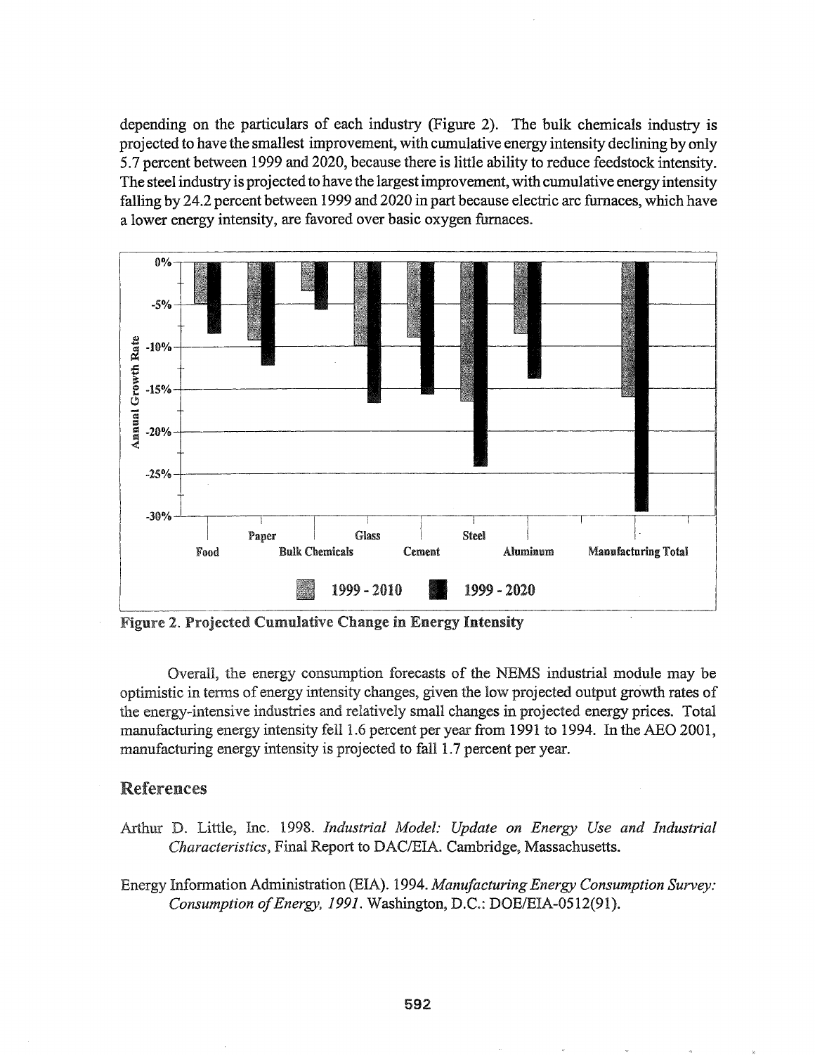depending on the particulars of each industry (Figure 2). The bulk chemicals industry is projected to have the smallest improvement, with cumulative energy intensity declining by only 5.7 percent between 1999 and 2020, because there is little ability to reduce feedstock intensity. The steel industry is projected to have the largest improvement, with cumulative energy intensity falling by 24.2 percent between 1999 and 2020 in part because electric arc furnaces, which have a lower energy intensity, are favored over basic oxygen furnaces.

Figure 2. Projected Cumulative Change in Energy Intensity

Overall, the energy consumption forecasts of the NEMS industrial module may be optimistic in terms of energy intensity changes, given the low projected output growth rates of the energy-intensive industries and relatively small changes in projected energy prices. Total manufacturing energy intensity fell 1.6 percent per year from 1991 to 1994. In the AEO 2001, manufacturing energy intensity is projected to fall 1.7 percent per year.

## References

Arthur D. Little, Inc. 1998. *Industrial Model: Update on Energy Use and Industrial Characteristics*, Final Report to DAC/EIA. Cambridge, Massachusetts.

Energy Information Administration (EIA). 1994. *Manufacturing Energy Consumption Survey: Consumption of Energy, 1991*. Washington, D.C.: DOE/EIA-0512(91).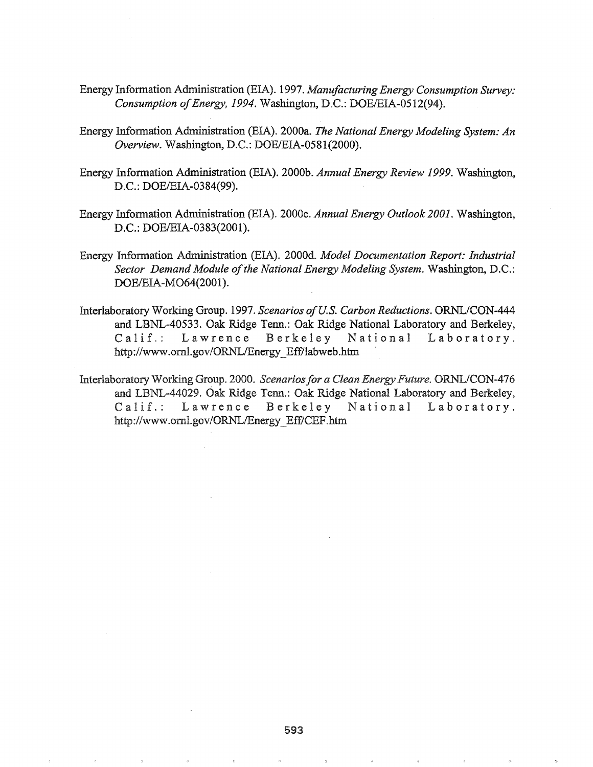Energy Information Administration (EIA). 1997. *Manufacturing Energy Consumption Survey: Consumption of Energy, 1994*. Washington, D.C.: DOE/EIA-0512(94).

Energy Information Administration (EIA). 2000a. *The National Energy Modeling System: An Overview*. Washington, D.C.: DOE/EIA-0581(2000).

Energy Information Administration (EIA). 2000b. *Annual Energy Review 1999*. Washington, D.C.: DOE/EIA-0384(99).

Energy Information Administration (EIA). 2000c. *Annual Energy Outlook 2001*. Washington, D.C.: DOE/EIA-0383(2001).

Energy Information Administration (EIA). 2000d. *Model Documentation Report: Industrial Sector Demand Module of the National Energy Modeling System*. Washington, D.C.: DOE/EIA-MO64(2001).

Interlaboratory Working Group. 1997. *Scenarios of U.S. Carbon Reductions*. ORNL/CON-444 and LBNL-40533. Oak Ridge Tenn.: Oak Ridge National Laboratory and Berkeley, Calif.: Lawrence Berkeley National Laboratory. http://www.ornl.gov/ORNL/Energy_Eff/labweb.htm

Interlaboratory Working Group. 2000. *Scenarios for a Clean Energy Future*. ORNL/CON-476 and LBNL-44029. Oak Ridge Tenn.: Oak Ridge National Laboratory and Berkeley, Calif.: Lawrence Berkeley National Laboratory. http://www.ornl.gov/ORNL/Energy_Eff/CEF.htm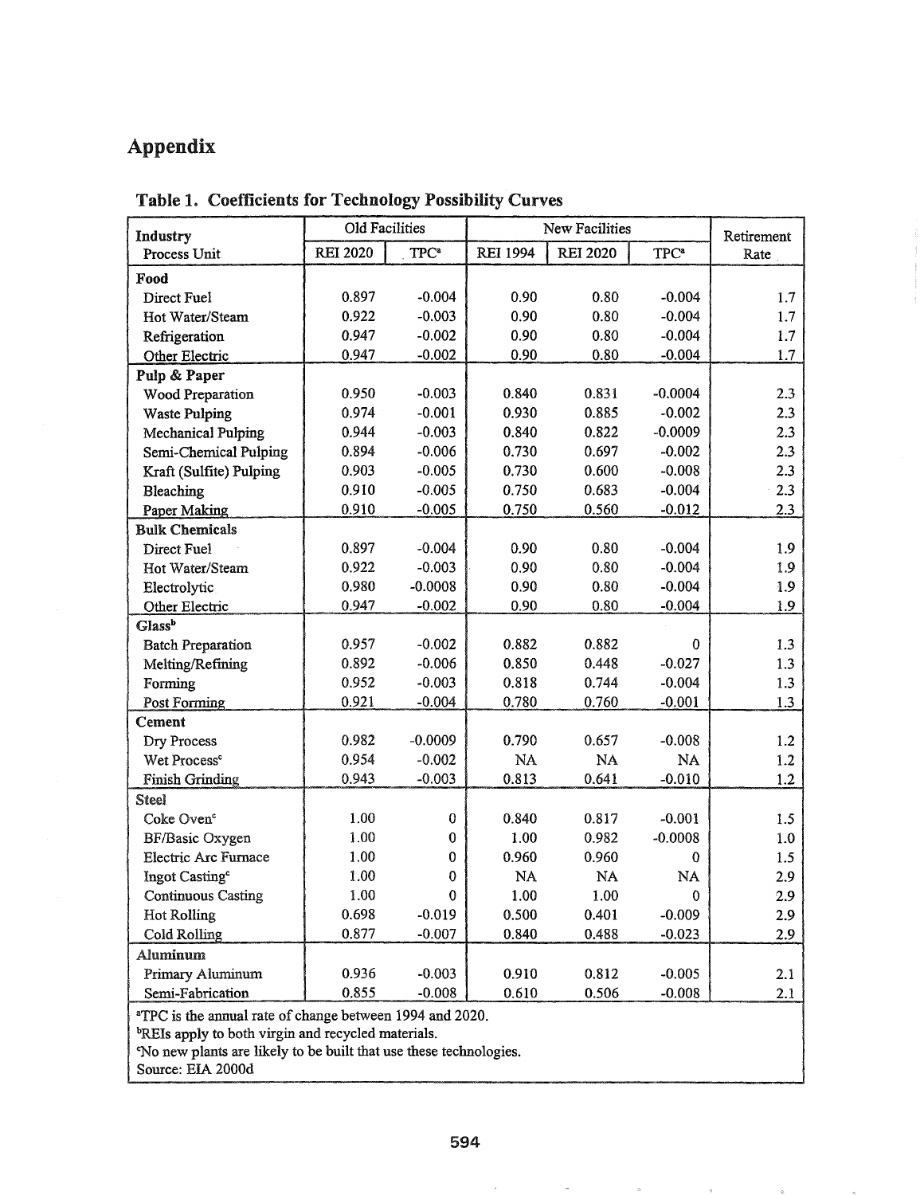# Appendix

**Table 1. Coefficients for Technology Possibility Curves**

| Industry / Process Unit | Old Facilities | | New Facilities | | | Retirement Rate |
|---|---|---|---|---|---|---|
| | REI 2020 | TPC[a] | REI 1994 | REI 2020 | TPC[a] | |
| **Food** | | | | | | |
| Direct Fuel | 0.897 | -0.004 | 0.90 | 0.80 | -0.004 | 1.7 |
| Hot Water/Steam | 0.922 | -0.003 | 0.90 | 0.80 | -0.004 | 1.7 |
| Refrigeration | 0.947 | -0.002 | 0.90 | 0.80 | -0.004 | 1.7 |
| Other Electric | 0.947 | -0.002 | 0.90 | 0.80 | -0.004 | 1.7 |
| **Pulp & Paper** | | | | | | |
| Wood Preparation | 0.950 | -0.003 | 0.840 | 0.831 | -0.0004 | 2.3 |
| Waste Pulping | 0.974 | -0.001 | 0.930 | 0.885 | -0.002 | 2.3 |
| Mechanical Pulping | 0.944 | -0.003 | 0.840 | 0.822 | -0.0009 | 2.3 |
| Semi-Chemical Pulping | 0.894 | -0.006 | 0.730 | 0.697 | -0.002 | 2.3 |
| Kraft (Sulfite) Pulping | 0.903 | -0.005 | 0.730 | 0.600 | -0.008 | 2.3 |
| Bleaching | 0.910 | -0.005 | 0.750 | 0.683 | -0.004 | 2.3 |
| Paper Making | 0.910 | -0.005 | 0.750 | 0.560 | -0.012 | 2.3 |
| **Bulk Chemicals** | | | | | | |
| Direct Fuel | 0.897 | -0.004 | 0.90 | 0.80 | -0.004 | 1.9 |
| Hot Water/Steam | 0.922 | -0.003 | 0.90 | 0.80 | -0.004 | 1.9 |
| Electrolytic | 0.980 | -0.0008 | 0.90 | 0.80 | -0.004 | 1.9 |
| Other Electric | 0.947 | -0.002 | 0.90 | 0.80 | -0.004 | 1.9 |
| **Glass[b]** | | | | | | |
| Batch Preparation | 0.957 | -0.002 | 0.882 | 0.882 | 0 | 1.3 |
| Melting/Refining | 0.892 | -0.006 | 0.850 | 0.448 | -0.027 | 1.3 |
| Forming | 0.952 | -0.003 | 0.818 | 0.744 | -0.004 | 1.3 |
| Post Forming | 0.921 | -0.004 | 0.780 | 0.760 | -0.001 | 1.3 |
| **Cement** | | | | | | |
| Dry Process | 0.982 | -0.0009 | 0.790 | 0.657 | -0.008 | 1.2 |
| Wet Process[c] | 0.954 | -0.002 | NA | NA | NA | 1.2 |
| Finish Grinding | 0.943 | -0.003 | 0.813 | 0.641 | -0.010 | 1.2 |
| **Steel** | | | | | | |
| Coke Oven[c] | 1.00 | 0 | 0.840 | 0.817 | -0.001 | 1.5 |
| BF/Basic Oxygen | 1.00 | 0 | 1.00 | 0.982 | -0.0008 | 1.0 |
| Electric Arc Furnace | 1.00 | 0 | 0.960 | 0.960 | 0 | 1.5 |
| Ingot Casting[c] | 1.00 | 0 | NA | NA | NA | 2.9 |
| Continuous Casting | 1.00 | 0 | 1.00 | 1.00 | 0 | 2.9 |
| Hot Rolling | 0.698 | -0.019 | 0.500 | 0.401 | -0.009 | 2.9 |
| Cold Rolling | 0.877 | -0.007 | 0.840 | 0.488 | -0.023 | 2.9 |
| **Aluminum** | | | | | | |
| Primary Aluminum | 0.936 | -0.003 | 0.910 | 0.812 | -0.005 | 2.1 |
| Semi-Fabrication | 0.855 | -0.008 | 0.610 | 0.506 | -0.008 | 2.1 |

[a]TPC is the annual rate of change between 1994 and 2020.
[b]REIs apply to both virgin and recycled materials.
[c]No new plants are likely to be built that use these technologies.
Source: EIA 2000d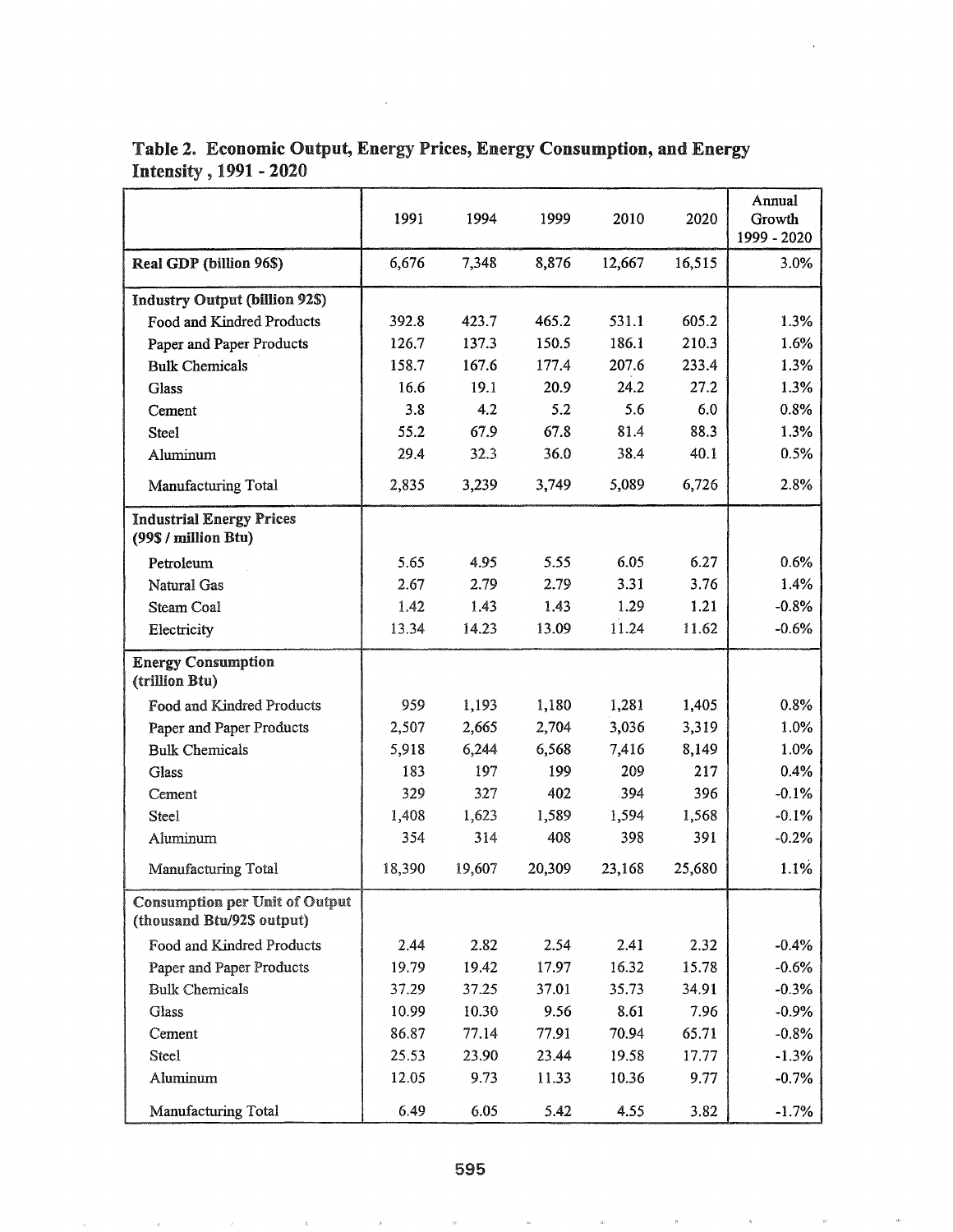**Table 2. Economic Output, Energy Prices, Energy Consumption, and Energy Intensity , 1991 - 2020**

| | 1991 | 1994 | 1999 | 2010 | 2020 | Annual Growth 1999 - 2020 |
|---|---|---|---|---|---|---|
| **Real GDP (billion 96$)** | 6,676 | 7,348 | 8,876 | 12,667 | 16,515 | 3.0% |
| **Industry Output (billion 92$)** | | | | | | |
| Food and Kindred Products | 392.8 | 423.7 | 465.2 | 531.1 | 605.2 | 1.3% |
| Paper and Paper Products | 126.7 | 137.3 | 150.5 | 186.1 | 210.3 | 1.6% |
| Bulk Chemicals | 158.7 | 167.6 | 177.4 | 207.6 | 233.4 | 1.3% |
| Glass | 16.6 | 19.1 | 20.9 | 24.2 | 27.2 | 1.3% |
| Cement | 3.8 | 4.2 | 5.2 | 5.6 | 6.0 | 0.8% |
| Steel | 55.2 | 67.9 | 67.8 | 81.4 | 88.3 | 1.3% |
| Aluminum | 29.4 | 32.3 | 36.0 | 38.4 | 40.1 | 0.5% |
| Manufacturing Total | 2,835 | 3,239 | 3,749 | 5,089 | 6,726 | 2.8% |
| **Industrial Energy Prices (99$ / million Btu)** | | | | | | |
| Petroleum | 5.65 | 4.95 | 5.55 | 6.05 | 6.27 | 0.6% |
| Natural Gas | 2.67 | 2.79 | 2.79 | 3.31 | 3.76 | 1.4% |
| Steam Coal | 1.42 | 1.43 | 1.43 | 1.29 | 1.21 | -0.8% |
| Electricity | 13.34 | 14.23 | 13.09 | 11.24 | 11.62 | -0.6% |
| **Energy Consumption (trillion Btu)** | | | | | | |
| Food and Kindred Products | 959 | 1,193 | 1,180 | 1,281 | 1,405 | 0.8% |
| Paper and Paper Products | 2,507 | 2,665 | 2,704 | 3,036 | 3,319 | 1.0% |
| Bulk Chemicals | 5,918 | 6,244 | 6,568 | 7,416 | 8,149 | 1.0% |
| Glass | 183 | 197 | 199 | 209 | 217 | 0.4% |
| Cement | 329 | 327 | 402 | 394 | 396 | -0.1% |
| Steel | 1,408 | 1,623 | 1,589 | 1,594 | 1,568 | -0.1% |
| Aluminum | 354 | 314 | 408 | 398 | 391 | -0.2% |
| Manufacturing Total | 18,390 | 19,607 | 20,309 | 23,168 | 25,680 | 1.1% |
| **Consumption per Unit of Output (thousand Btu/92$ output)** | | | | | | |
| Food and Kindred Products | 2.44 | 2.82 | 2.54 | 2.41 | 2.32 | -0.4% |
| Paper and Paper Products | 19.79 | 19.42 | 17.97 | 16.32 | 15.78 | -0.6% |
| Bulk Chemicals | 37.29 | 37.25 | 37.01 | 35.73 | 34.91 | -0.3% |
| Glass | 10.99 | 10.30 | 9.56 | 8.61 | 7.96 | -0.9% |
| Cement | 86.87 | 77.14 | 77.91 | 70.94 | 65.71 | -0.8% |
| Steel | 25.53 | 23.90 | 23.44 | 19.58 | 17.77 | -1.3% |
| Aluminum | 12.05 | 9.73 | 11.33 | 10.36 | 9.77 | -0.7% |
| Manufacturing Total | 6.49 | 6.05 | 5.42 | 4.55 | 3.82 | -1.7% |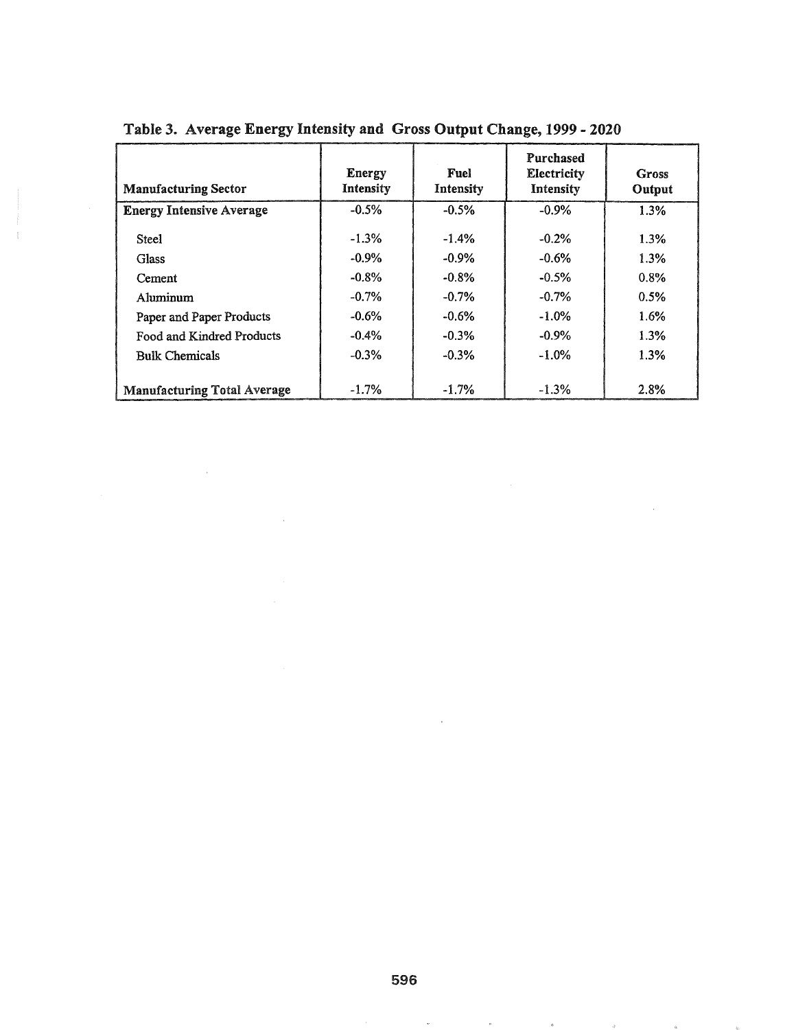**Table 3. Average Energy Intensity and Gross Output Change, 1999 - 2020**

| Manufacturing Sector | Energy Intensity | Fuel Intensity | Purchased Electricity Intensity | Gross Output |
|---|---|---|---|---|
| **Energy Intensive Average** | -0.5% | -0.5% | -0.9% | 1.3% |
| Steel | -1.3% | -1.4% | -0.2% | 1.3% |
| Glass | -0.9% | -0.9% | -0.6% | 1.3% |
| Cement | -0.8% | -0.8% | -0.5% | 0.8% |
| Aluminum | -0.7% | -0.7% | -0.7% | 0.5% |
| Paper and Paper Products | -0.6% | -0.6% | -1.0% | 1.6% |
| Food and Kindred Products | -0.4% | -0.3% | -0.9% | 1.3% |
| Bulk Chemicals | -0.3% | -0.3% | -1.0% | 1.3% |
| **Manufacturing Total Average** | -1.7% | -1.7% | -1.3% | 2.8% |